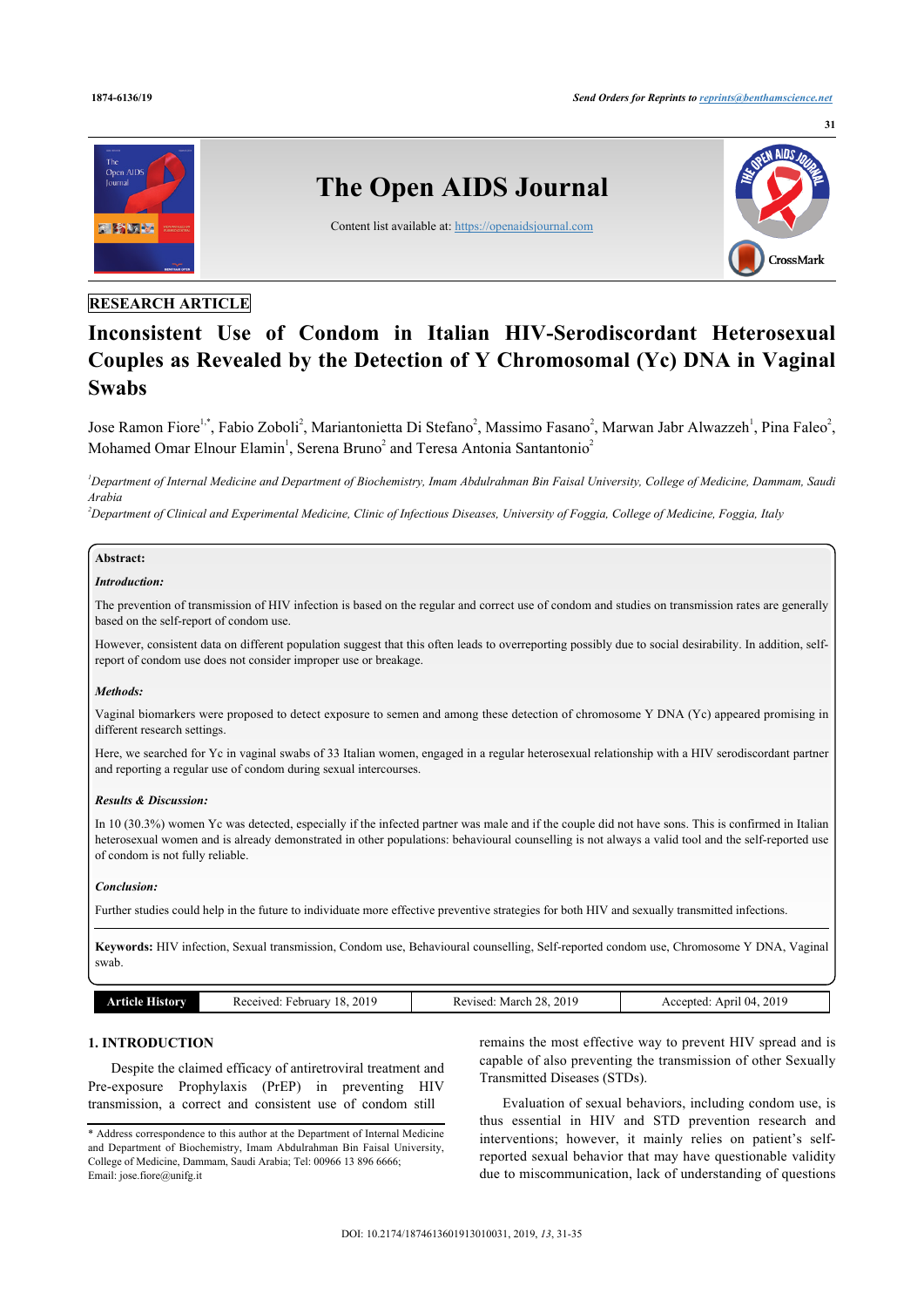RESEARCH ARTICLE

# Inconsistent Use of Condom in Italian HIV-Serodiscordant Heterosexual Couples as Revealed by the Detection of Y Chromosomal (Yc) DNA in Vaginal Swabs

Jose Ramon Fiore[1,*], Fabio Zoboli[2], Mariantonietta Di Stefano[2], Massimo Fasano[2], Marwan Jabr Alwazzeh[1], Pina Faleo[2], Mohamed Omar Elnour Elamin[1], Serena Bruno[2] and Teresa Antonia Santantonio[2]

*[1]Department of Internal Medicine and Department of Biochemistry, Imam Abdulrahman Bin Faisal University, College of Medicine, Dammam, Saudi Arabia*

*[2]Department of Clinical and Experimental Medicine, Clinic of Infectious Diseases, University of Foggia, College of Medicine, Foggia, Italy*

**Abstract:**

***Introduction:***

The prevention of transmission of HIV infection is based on the regular and correct use of condom and studies on transmission rates are generally based on the self-report of condom use.

However, consistent data on different population suggest that this often leads to overreporting possibly due to social desirability. In addition, self-report of condom use does not consider improper use or breakage.

***Methods:***

Vaginal biomarkers were proposed to detect exposure to semen and among these detection of chromosome Y DNA (Yc) appeared promising in different research settings.

Here, we searched for Yc in vaginal swabs of 33 Italian women, engaged in a regular heterosexual relationship with a HIV serodiscordant partner and reporting a regular use of condom during sexual intercourses.

***Results & Discussion:***

In 10 (30.3%) women Yc was detected, especially if the infected partner was male and if the couple did not have sons. This is confirmed in Italian heterosexual women and is already demonstrated in other populations: behavioural counselling is not always a valid tool and the self-reported use of condom is not fully reliable.

***Conclusion:***

Further studies could help in the future to individuate more effective preventive strategies for both HIV and sexually transmitted infections.

**Keywords:** HIV infection, Sexual transmission, Condom use, Behavioural counselling, Self-reported condom use, Chromosome Y DNA, Vaginal swab.

| Article History | Received: February 18, 2019 | Revised: March 28, 2019 | Accepted: April 04, 2019 |
|---|---|---|---|

## 1. INTRODUCTION

Despite the claimed efficacy of antiretroviral treatment and Pre-exposure Prophylaxis (PrEP) in preventing HIV transmission, a correct and consistent use of condom still remains the most effective way to prevent HIV spread and is capable of also preventing the transmission of other Sexually Transmitted Diseases (STDs).

Evaluation of sexual behaviors, including condom use, is thus essential in HIV and STD prevention research and interventions; however, it mainly relies on patient's self-reported sexual behavior that may have questionable validity due to miscommunication, lack of understanding of questions

* Address correspondence to this author at the Department of Internal Medicine and Department of Biochemistry, Imam Abdulrahman Bin Faisal University, College of Medicine, Dammam, Saudi Arabia; Tel: 00966 13 896 6666; Email: jose.fiore@unifg.it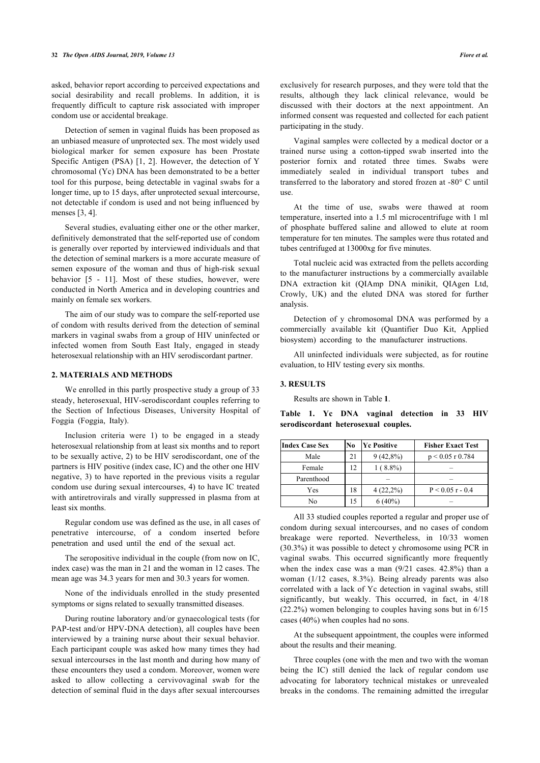asked, behavior report according to perceived expectations and social desirability and recall problems. In addition, it is frequently difficult to capture risk associated with improper condom use or accidental breakage.

Detection of semen in vaginal fluids has been proposed as an unbiased measure of unprotected sex. The most widely used biological marker for semen exposure has been Prostate Specific Antigen (PSA) [1, 2]. However, the detection of Y chromosomal (Yc) DNA has been demonstrated to be a better tool for this purpose, being detectable in vaginal swabs for a longer time, up to 15 days, after unprotected sexual intercourse, not detectable if condom is used and not being influenced by menses [3, 4].

Several studies, evaluating either one or the other marker, definitively demonstrated that the self-reported use of condom is generally over reported by interviewed individuals and that the detection of seminal markers is a more accurate measure of semen exposure of the woman and thus of high-risk sexual behavior [5 - 11]. Most of these studies, however, were conducted in North America and in developing countries and mainly on female sex workers.

The aim of our study was to compare the self-reported use of condom with results derived from the detection of seminal markers in vaginal swabs from a group of HIV uninfected or infected women from South East Italy, engaged in steady heterosexual relationship with an HIV serodiscordant partner.

## 2. MATERIALS AND METHODS

We enrolled in this partly prospective study a group of 33 steady, heterosexual, HIV-serodiscordant couples referring to the Section of Infectious Diseases, University Hospital of Foggia (Foggia, Italy).

Inclusion criteria were 1) to be engaged in a steady heterosexual relationship from at least six months and to report to be sexually active, 2) to be HIV serodiscordant, one of the partners is HIV positive (index case, IC) and the other one HIV negative, 3) to have reported in the previous visits a regular condom use during sexual intercourses, 4) to have IC treated with antiretrovirals and virally suppressed in plasma from at least six months.

Regular condom use was defined as the use, in all cases of penetrative intercourse, of a condom inserted before penetration and used until the end of the sexual act.

The seropositive individual in the couple (from now on IC, index case) was the man in 21 and the woman in 12 cases. The mean age was 34.3 years for men and 30.3 years for women.

None of the individuals enrolled in the study presented symptoms or signs related to sexually transmitted diseases.

During routine laboratory and/or gynaecological tests (for PAP-test and/or HPV-DNA detection), all couples have been interviewed by a training nurse about their sexual behavior. Each participant couple was asked how many times they had sexual intercourses in the last month and during how many of these encounters they used a condom. Moreover, women were asked to allow collecting a cervivovaginal swab for the detection of seminal fluid in the days after sexual intercourses exclusively for research purposes, and they were told that the results, although they lack clinical relevance, would be discussed with their doctors at the next appointment. An informed consent was requested and collected for each patient participating in the study.

Vaginal samples were collected by a medical doctor or a trained nurse using a cotton-tipped swab inserted into the posterior fornix and rotated three times. Swabs were immediately sealed in individual transport tubes and transferred to the laboratory and stored frozen at -80° C until use.

At the time of use, swabs were thawed at room temperature, inserted into a 1.5 ml microcentrifuge with 1 ml of phosphate buffered saline and allowed to elute at room temperature for ten minutes. The samples were thus rotated and tubes centrifuged at 13000xg for five minutes.

Total nucleic acid was extracted from the pellets according to the manufacturer instructions by a commercially available DNA extraction kit (QIAmp DNA minikit, QIAgen Ltd, Crowly, UK) and the eluted DNA was stored for further analysis.

Detection of y chromosomal DNA was performed by a commercially available kit (Quantifier Duo Kit, Applied biosystem) according to the manufacturer instructions.

All uninfected individuals were subjected, as for routine evaluation, to HIV testing every six months.

## 3. RESULTS

Results are shown in Table **1**.

**Table 1. Yc DNA vaginal detection in 33 HIV serodiscordant heterosexual couples.**

| Index Case Sex | No | Yc Positive | Fisher Exact Test |
|---|---|---|---|
| Male | 21 | 9 (42,8%) | $p < 0.05$ r 0.784 |
| Female | 12 | 1 ( 8.8%) | – |
| Parenthood | | – | – |
| Yes | 18 | 4 (22,2%) | $P < 0.05$ r - 0.4 |
| No | 15 | 6 (40%) | – |

All 33 studied couples reported a regular and proper use of condom during sexual intercourses, and no cases of condom breakage were reported. Nevertheless, in 10/33 women (30.3%) it was possible to detect y chromosome using PCR in vaginal swabs. This occurred significantly more frequently when the index case was a man (9/21 cases. 42.8%) than a woman (1/12 cases, 8.3%). Being already parents was also correlated with a lack of Yc detection in vaginal swabs, still significantly, but weakly. This occurred, in fact, in 4/18 (22.2%) women belonging to couples having sons but in 6/15 cases (40%) when couples had no sons.

At the subsequent appointment, the couples were informed about the results and their meaning.

Three couples (one with the men and two with the woman being the IC) still denied the lack of regular condom use advocating for laboratory technical mistakes or unrevealed breaks in the condoms. The remaining admitted the irregular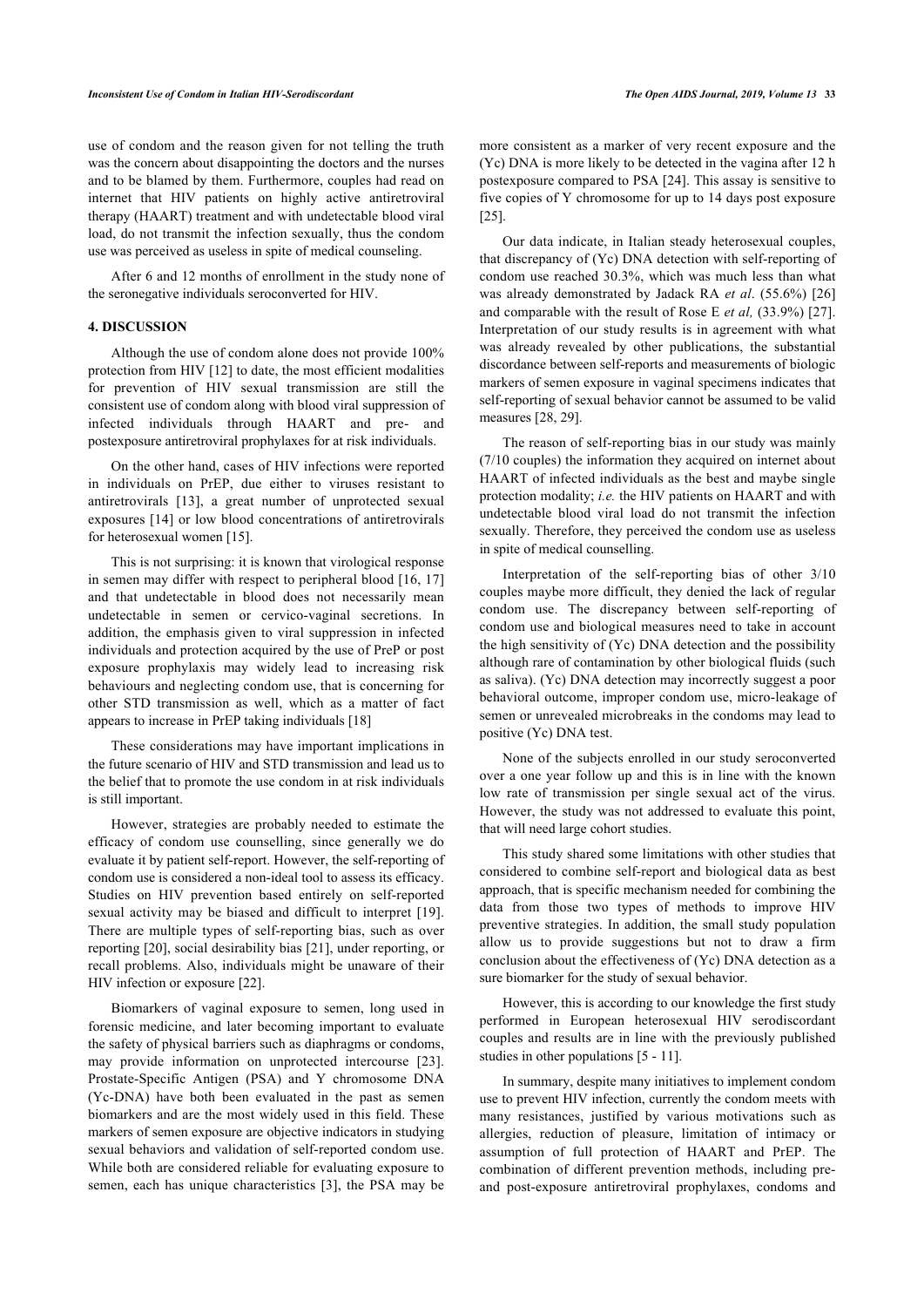use of condom and the reason given for not telling the truth was the concern about disappointing the doctors and the nurses and to be blamed by them. Furthermore, couples had read on internet that HIV patients on highly active antiretroviral therapy (HAART) treatment and with undetectable blood viral load, do not transmit the infection sexually, thus the condom use was perceived as useless in spite of medical counseling.

After 6 and 12 months of enrollment in the study none of the seronegative individuals seroconverted for HIV.

## 4. DISCUSSION

Although the use of condom alone does not provide 100% protection from HIV [12] to date, the most efficient modalities for prevention of HIV sexual transmission are still the consistent use of condom along with blood viral suppression of infected individuals through HAART and pre- and postexposure antiretroviral prophylaxes for at risk individuals.

On the other hand, cases of HIV infections were reported in individuals on PrEP, due either to viruses resistant to antiretrovirals [13], a great number of unprotected sexual exposures [14] or low blood concentrations of antiretrovirals for heterosexual women [15].

This is not surprising: it is known that virological response in semen may differ with respect to peripheral blood [16, 17] and that undetectable in blood does not necessarily mean undetectable in semen or cervico-vaginal secretions. In addition, the emphasis given to viral suppression in infected individuals and protection acquired by the use of PreP or post exposure prophylaxis may widely lead to increasing risk behaviours and neglecting condom use, that is concerning for other STD transmission as well, which as a matter of fact appears to increase in PrEP taking individuals [18]

These considerations may have important implications in the future scenario of HIV and STD transmission and lead us to the belief that to promote the use condom in at risk individuals is still important.

However, strategies are probably needed to estimate the efficacy of condom use counselling, since generally we do evaluate it by patient self-report. However, the self-reporting of condom use is considered a non-ideal tool to assess its efficacy. Studies on HIV prevention based entirely on self-reported sexual activity may be biased and difficult to interpret [19]. There are multiple types of self-reporting bias, such as over reporting [20], social desirability bias [21], under reporting, or recall problems. Also, individuals might be unaware of their HIV infection or exposure [22].

Biomarkers of vaginal exposure to semen, long used in forensic medicine, and later becoming important to evaluate the safety of physical barriers such as diaphragms or condoms, may provide information on unprotected intercourse [23]. Prostate-Specific Antigen (PSA) and Y chromosome DNA (Yc-DNA) have both been evaluated in the past as semen biomarkers and are the most widely used in this field. These markers of semen exposure are objective indicators in studying sexual behaviors and validation of self-reported condom use. While both are considered reliable for evaluating exposure to semen, each has unique characteristics [3], the PSA may be more consistent as a marker of very recent exposure and the (Yc) DNA is more likely to be detected in the vagina after 12 h postexposure compared to PSA [24]. This assay is sensitive to five copies of Y chromosome for up to 14 days post exposure [25].

Our data indicate, in Italian steady heterosexual couples, that discrepancy of (Yc) DNA detection with self-reporting of condom use reached 30.3%, which was much less than what was already demonstrated by Jadack RA *et al*. (55.6%) [26] and comparable with the result of Rose E *et al,* (33.9%) [27]. Interpretation of our study results is in agreement with what was already revealed by other publications, the substantial discordance between self-reports and measurements of biologic markers of semen exposure in vaginal specimens indicates that self-reporting of sexual behavior cannot be assumed to be valid measures [28, 29].

The reason of self-reporting bias in our study was mainly (7/10 couples) the information they acquired on internet about HAART of infected individuals as the best and maybe single protection modality; *i.e.* the HIV patients on HAART and with undetectable blood viral load do not transmit the infection sexually. Therefore, they perceived the condom use as useless in spite of medical counselling.

Interpretation of the self-reporting bias of other 3/10 couples maybe more difficult, they denied the lack of regular condom use. The discrepancy between self-reporting of condom use and biological measures need to take in account the high sensitivity of (Yc) DNA detection and the possibility although rare of contamination by other biological fluids (such as saliva). (Yc) DNA detection may incorrectly suggest a poor behavioral outcome, improper condom use, micro-leakage of semen or unrevealed microbreaks in the condoms may lead to positive (Yc) DNA test.

None of the subjects enrolled in our study seroconverted over a one year follow up and this is in line with the known low rate of transmission per single sexual act of the virus. However, the study was not addressed to evaluate this point, that will need large cohort studies.

This study shared some limitations with other studies that considered to combine self-report and biological data as best approach, that is specific mechanism needed for combining the data from those two types of methods to improve HIV preventive strategies. In addition, the small study population allow us to provide suggestions but not to draw a firm conclusion about the effectiveness of (Yc) DNA detection as a sure biomarker for the study of sexual behavior.

However, this is according to our knowledge the first study performed in European heterosexual HIV serodiscordant couples and results are in line with the previously published studies in other populations [5 - 11].

In summary, despite many initiatives to implement condom use to prevent HIV infection, currently the condom meets with many resistances, justified by various motivations such as allergies, reduction of pleasure, limitation of intimacy or assumption of full protection of HAART and PrEP. The combination of different prevention methods, including pre- and post-exposure antiretroviral prophylaxes, condoms and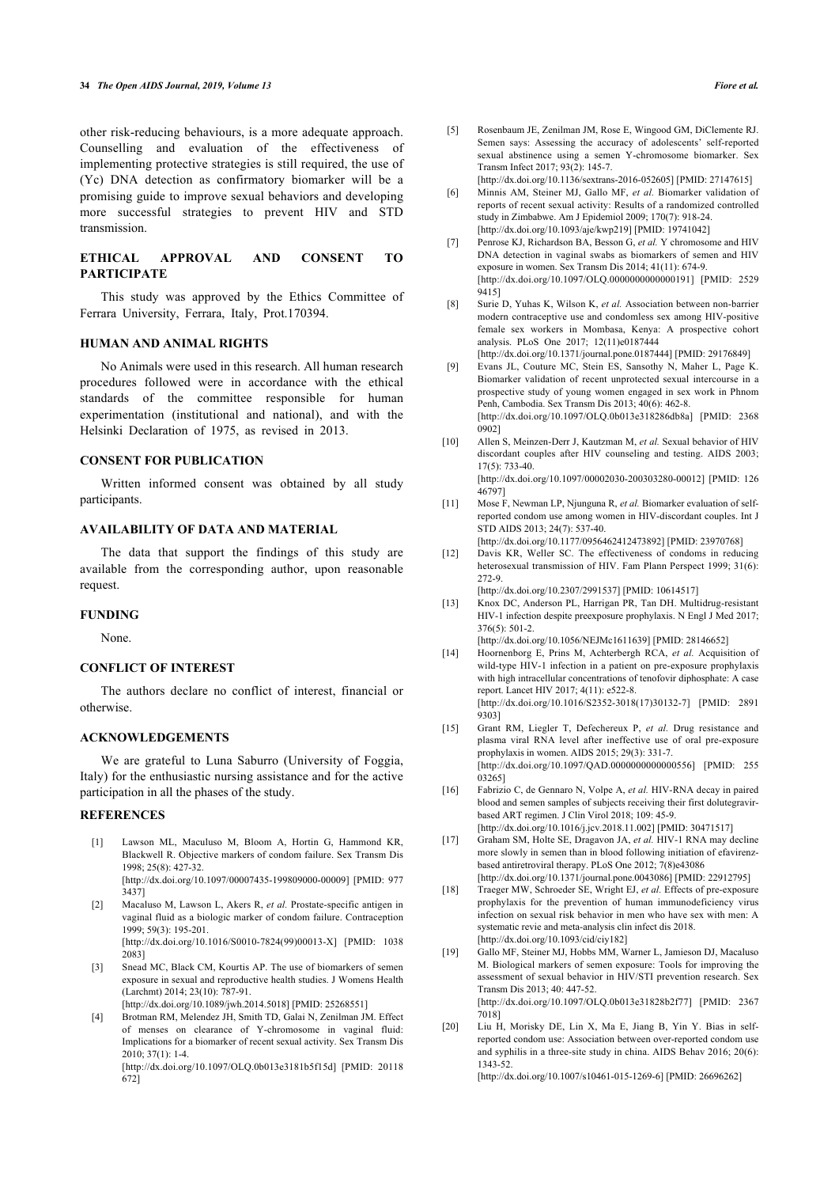other risk-reducing behaviours, is a more adequate approach. Counselling and evaluation of the effectiveness of implementing protective strategies is still required, the use of (Yc) DNA detection as confirmatory biomarker will be a promising guide to improve sexual behaviors and developing more successful strategies to prevent HIV and STD transmission.

## ETHICAL APPROVAL AND CONSENT TO PARTICIPATE

This study was approved by the Ethics Committee of Ferrara University, Ferrara, Italy, Prot.170394.

## HUMAN AND ANIMAL RIGHTS

No Animals were used in this research. All human research procedures followed were in accordance with the ethical standards of the committee responsible for human experimentation (institutional and national), and with the Helsinki Declaration of 1975, as revised in 2013.

## CONSENT FOR PUBLICATION

Written informed consent was obtained by all study participants.

## AVAILABILITY OF DATA AND MATERIAL

The data that support the findings of this study are available from the corresponding author, upon reasonable request.

## FUNDING

None.

## CONFLICT OF INTEREST

The authors declare no conflict of interest, financial or otherwise.

## ACKNOWLEDGEMENTS

We are grateful to Luna Saburro (University of Foggia, Italy) for the enthusiastic nursing assistance and for the active participation in all the phases of the study.

## REFERENCES

[1] Lawson ML, Maculuso M, Bloom A, Hortin G, Hammond KR, Blackwell R. Objective markers of condom failure. Sex Transm Dis 1998; 25(8): 427-32. [http://dx.doi.org/10.1097/00007435-199809000-00009] [PMID: 9773437]

[2] Macaluso M, Lawson L, Akers R, *et al.* Prostate-specific antigen in vaginal fluid as a biologic marker of condom failure. Contraception 1999; 59(3): 195-201. [http://dx.doi.org/10.1016/S0010-7824(99)00013-X] [PMID: 10382083]

[3] Snead MC, Black CM, Kourtis AP. The use of biomarkers of semen exposure in sexual and reproductive health studies. J Womens Health (Larchmt) 2014; 23(10): 787-91. [http://dx.doi.org/10.1089/jwh.2014.5018] [PMID: 25268551]

[4] Brotman RM, Melendez JH, Smith TD, Galai N, Zenilman JM. Effect of menses on clearance of Y-chromosome in vaginal fluid: Implications for a biomarker of recent sexual activity. Sex Transm Dis 2010; 37(1): 1-4. [http://dx.doi.org/10.1097/OLQ.0b013e3181b5f15d] [PMID: 20118672]

[5] Rosenbaum JE, Zenilman JM, Rose E, Wingood GM, DiClemente RJ. Semen says: Assessing the accuracy of adolescents' self-reported sexual abstinence using a semen Y-chromosome biomarker. Sex Transm Infect 2017; 93(2): 145-7. [http://dx.doi.org/10.1136/sextrans-2016-052605] [PMID: 27147615]

[6] Minnis AM, Steiner MJ, Gallo MF, *et al.* Biomarker validation of reports of recent sexual activity: Results of a randomized controlled study in Zimbabwe. Am J Epidemiol 2009; 170(7): 918-24. [http://dx.doi.org/10.1093/aje/kwp219] [PMID: 19741042]

[7] Penrose KJ, Richardson BA, Besson G, *et al.* Y chromosome and HIV DNA detection in vaginal swabs as biomarkers of semen and HIV exposure in women. Sex Transm Dis 2014; 41(11): 674-9. [http://dx.doi.org/10.1097/OLQ.0000000000000191] [PMID: 25299415]

[8] Surie D, Yuhas K, Wilson K, *et al.* Association between non-barrier modern contraceptive use and condomless sex among HIV-positive female sex workers in Mombasa, Kenya: A prospective cohort analysis. PLoS One 2017; 12(11)e0187444 [http://dx.doi.org/10.1371/journal.pone.0187444] [PMID: 29176849]

[9] Evans JL, Couture MC, Stein ES, Sansothy N, Maher L, Page K. Biomarker validation of recent unprotected sexual intercourse in a prospective study of young women engaged in sex work in Phnom Penh, Cambodia. Sex Transm Dis 2013; 40(6): 462-8. [http://dx.doi.org/10.1097/OLQ.0b013e318286db8a] [PMID: 23680902]

[10] Allen S, Meinzen-Derr J, Kautzman M, *et al.* Sexual behavior of HIV discordant couples after HIV counseling and testing. AIDS 2003; 17(5): 733-40. [http://dx.doi.org/10.1097/00002030-200303280-00012] [PMID: 12646797]

[11] Mose F, Newman LP, Njunguna R, *et al.* Biomarker evaluation of self-reported condom use among women in HIV-discordant couples. Int J STD AIDS 2013; 24(7): 537-40. [http://dx.doi.org/10.1177/0956462412473892] [PMID: 23970768]

[12] Davis KR, Weller SC. The effectiveness of condoms in reducing heterosexual transmission of HIV. Fam Plann Perspect 1999; 31(6): 272-9. [http://dx.doi.org/10.2307/2991537] [PMID: 10614517]

[13] Knox DC, Anderson PL, Harrigan PR, Tan DH. Multidrug-resistant HIV-1 infection despite preexposure prophylaxis. N Engl J Med 2017; 376(5): 501-2. [http://dx.doi.org/10.1056/NEJMc1611639] [PMID: 28146652]

[14] Hoornenborg E, Prins M, Achterbergh RCA, *et al.* Acquisition of wild-type HIV-1 infection in a patient on pre-exposure prophylaxis with high intracellular concentrations of tenofovir diphosphate: A case report. Lancet HIV 2017; 4(11): e522-8. [http://dx.doi.org/10.1016/S2352-3018(17)30132-7] [PMID: 28919303]

[15] Grant RM, Liegler T, Defechereux P, *et al.* Drug resistance and plasma viral RNA level after ineffective use of oral pre-exposure prophylaxis in women. AIDS 2015; 29(3): 331-7. [http://dx.doi.org/10.1097/QAD.0000000000000556] [PMID: 25503265]

[16] Fabrizio C, de Gennaro N, Volpe A, *et al.* HIV-RNA decay in paired blood and semen samples of subjects receiving their first dolutegravir-based ART regimen. J Clin Virol 2018; 109: 45-9. [http://dx.doi.org/10.1016/j.jcv.2018.11.002] [PMID: 30471517]

[17] Graham SM, Holte SE, Dragavon JA, *et al.* HIV-1 RNA may decline more slowly in semen than in blood following initiation of efavirenz-based antiretroviral therapy. PLoS One 2012; 7(8)e43086 [http://dx.doi.org/10.1371/journal.pone.0043086] [PMID: 22912795]

[18] Traeger MW, Schroeder SE, Wright EJ, *et al.* Effects of pre-exposure prophylaxis for the prevention of human immunodeficiency virus infection on sexual risk behavior in men who have sex with men: A systematic revie and meta-analysis clin infect dis 2018. [http://dx.doi.org/10.1093/cid/ciy182]

[19] Gallo MF, Steiner MJ, Hobbs MM, Warner L, Jamieson DJ, Macaluso M. Biological markers of semen exposure: Tools for improving the assessment of sexual behavior in HIV/STI prevention research. Sex Transm Dis 2013; 40: 447-52. [http://dx.doi.org/10.1097/OLQ.0b013e31828b2f77] [PMID: 23677018]

[20] Liu H, Morisky DE, Lin X, Ma E, Jiang B, Yin Y. Bias in self-reported condom use: Association between over-reported condom use and syphilis in a three-site study in china. AIDS Behav 2016; 20(6): 1343-52. [http://dx.doi.org/10.1007/s10461-015-1269-6] [PMID: 26696262]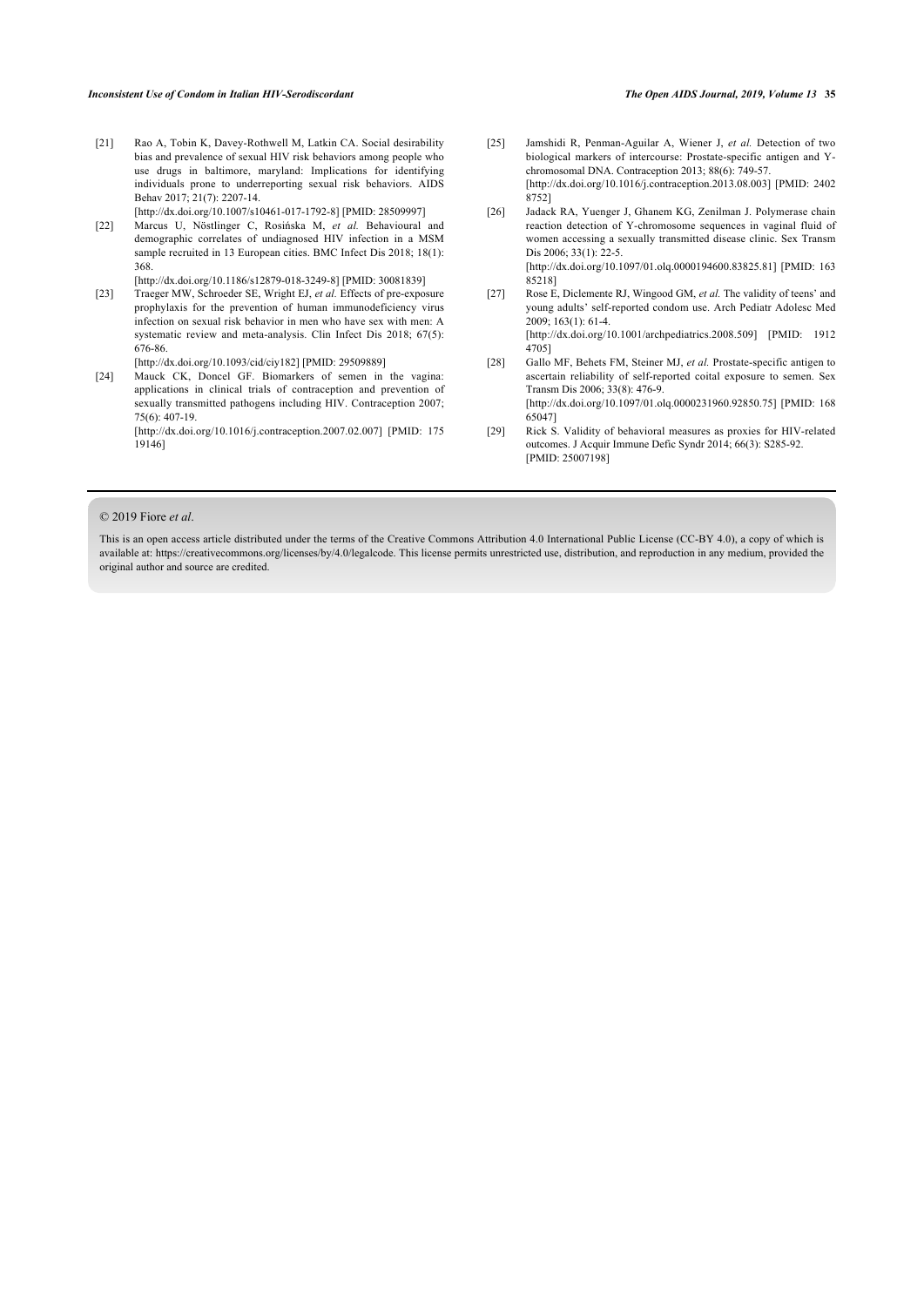[21] Rao A, Tobin K, Davey-Rothwell M, Latkin CA. Social desirability bias and prevalence of sexual HIV risk behaviors among people who use drugs in baltimore, maryland: Implications for identifying individuals prone to underreporting sexual risk behaviors. AIDS Behav 2017; 21(7): 2207-14.
[http://dx.doi.org/10.1007/s10461-017-1792-8] [PMID: 28509997]

[22] Marcus U, Nöstlinger C, Rosińska M, *et al.* Behavioural and demographic correlates of undiagnosed HIV infection in a MSM sample recruited in 13 European cities. BMC Infect Dis 2018; 18(1): 368.
[http://dx.doi.org/10.1186/s12879-018-3249-8] [PMID: 30081839]

[23] Traeger MW, Schroeder SE, Wright EJ, *et al.* Effects of pre-exposure prophylaxis for the prevention of human immunodeficiency virus infection on sexual risk behavior in men who have sex with men: A systematic review and meta-analysis. Clin Infect Dis 2018; 67(5): 676-86.
[http://dx.doi.org/10.1093/cid/ciy182] [PMID: 29509889]

[24] Mauck CK, Doncel GF. Biomarkers of semen in the vagina: applications in clinical trials of contraception and prevention of sexually transmitted pathogens including HIV. Contraception 2007; 75(6): 407-19.
[http://dx.doi.org/10.1016/j.contraception.2007.02.007] [PMID: 17519146]

[25] Jamshidi R, Penman-Aguilar A, Wiener J, *et al.* Detection of two biological markers of intercourse: Prostate-specific antigen and Y-chromosomal DNA. Contraception 2013; 88(6): 749-57.
[http://dx.doi.org/10.1016/j.contraception.2013.08.003] [PMID: 24028752]

[26] Jadack RA, Yuenger J, Ghanem KG, Zenilman J. Polymerase chain reaction detection of Y-chromosome sequences in vaginal fluid of women accessing a sexually transmitted disease clinic. Sex Transm Dis 2006; 33(1): 22-5.
[http://dx.doi.org/10.1097/01.olq.0000194600.83825.81] [PMID: 16385218]

[27] Rose E, Diclemente RJ, Wingood GM, *et al.* The validity of teens' and young adults' self-reported condom use. Arch Pediatr Adolesc Med 2009; 163(1): 61-4.
[http://dx.doi.org/10.1001/archpediatrics.2008.509] [PMID: 19124705]

[28] Gallo MF, Behets FM, Steiner MJ, *et al.* Prostate-specific antigen to ascertain reliability of self-reported coital exposure to semen. Sex Transm Dis 2006; 33(8): 476-9.
[http://dx.doi.org/10.1097/01.olq.0000231960.92850.75] [PMID: 16865047]

[29] Rick S. Validity of behavioral measures as proxies for HIV-related outcomes. J Acquir Immune Defic Syndr 2014; 66(3): S285-92.
[PMID: 25007198]

© 2019 Fiore *et al*.

This is an open access article distributed under the terms of the Creative Commons Attribution 4.0 International Public License (CC-BY 4.0), a copy of which is available at: https://creativecommons.org/licenses/by/4.0/legalcode. This license permits unrestricted use, distribution, and reproduction in any medium, provided the original author and source are credited.